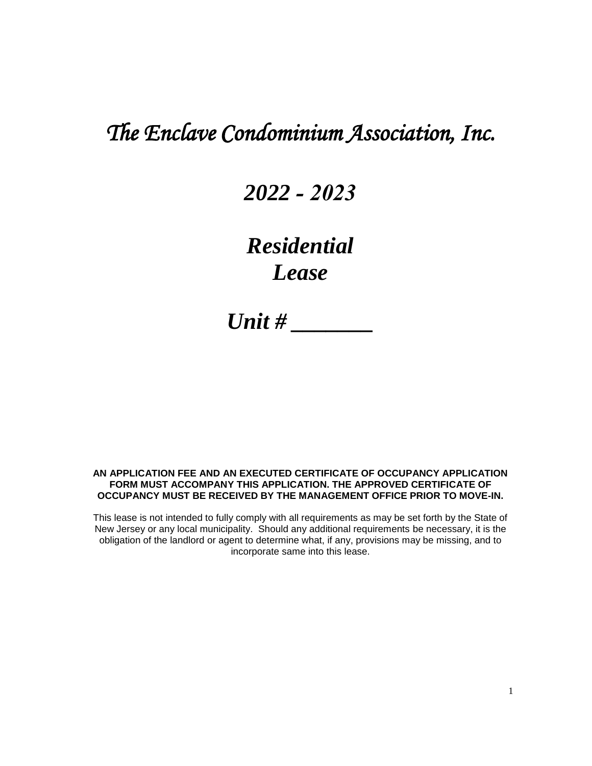# *The Enclave Condominium Association, Inc.*

## *2022 - 2023*

## *Residential Lease*

## *Unit # _______*

**AN APPLICATION FEE AND AN EXECUTED CERTIFICATE OF OCCUPANCY APPLICATION FORM MUST ACCOMPANY THIS APPLICATION. THE APPROVED CERTIFICATE OF OCCUPANCY MUST BE RECEIVED BY THE MANAGEMENT OFFICE PRIOR TO MOVE-IN.**

This lease is not intended to fully comply with all requirements as may be set forth by the State of New Jersey or any local municipality. Should any additional requirements be necessary, it is the obligation of the landlord or agent to determine what, if any, provisions may be missing, and to incorporate same into this lease.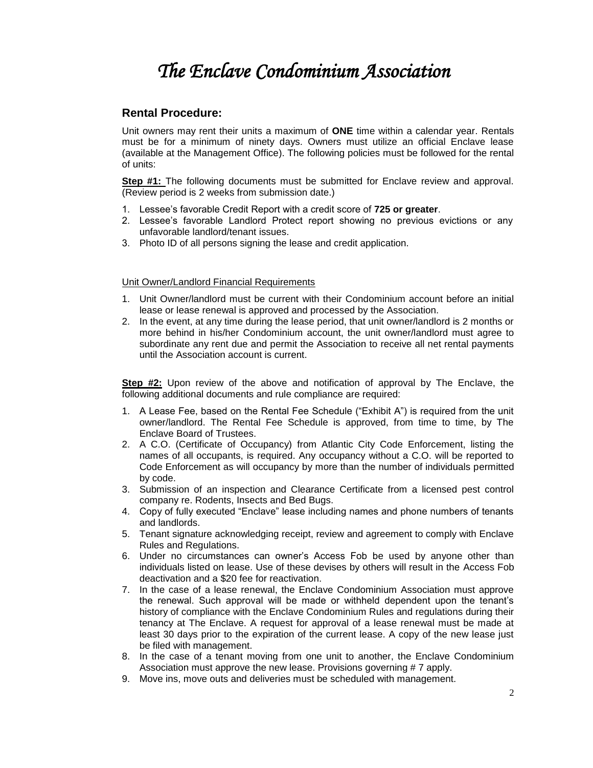# *The Enclave Condominium Association*

## Rental Procedure:

Unit owners may rent their units a maximum of **ONE** time within a calendar year. Rentals must be for a minimum of ninety days. Owners must utilize an official Enclave lease (available at the Management Office). The following policies must be followed for the rental of units:

**Step #1:** The following documents must be submitted for Enclave review and approval. (Review period is 2 weeks from submission date.)

1. Lessee's favorable Credit Report with a credit score of **725 or greater**.
2. Lessee's favorable Landlord Protect report showing no previous evictions or any unfavorable landlord/tenant issues.
3. Photo ID of all persons signing the lease and credit application.

Unit Owner/Landlord Financial Requirements

1. Unit Owner/landlord must be current with their Condominium account before an initial lease or lease renewal is approved and processed by the Association.
2. In the event, at any time during the lease period, that unit owner/landlord is 2 months or more behind in his/her Condominium account, the unit owner/landlord must agree to subordinate any rent due and permit the Association to receive all net rental payments until the Association account is current.

**Step #2:** Upon review of the above and notification of approval by The Enclave, the following additional documents and rule compliance are required:

1. A Lease Fee, based on the Rental Fee Schedule ("Exhibit A") is required from the unit owner/landlord. The Rental Fee Schedule is approved, from time to time, by The Enclave Board of Trustees.
2. A C.O. (Certificate of Occupancy) from Atlantic City Code Enforcement, listing the names of all occupants, is required. Any occupancy without a C.O. will be reported to Code Enforcement as will occupancy by more than the number of individuals permitted by code.
3. Submission of an inspection and Clearance Certificate from a licensed pest control company re. Rodents, Insects and Bed Bugs.
4. Copy of fully executed "Enclave" lease including names and phone numbers of tenants and landlords.
5. Tenant signature acknowledging receipt, review and agreement to comply with Enclave Rules and Regulations.
6. Under no circumstances can owner's Access Fob be used by anyone other than individuals listed on lease. Use of these devises by others will result in the Access Fob deactivation and a $20 fee for reactivation.
7. In the case of a lease renewal, the Enclave Condominium Association must approve the renewal. Such approval will be made or withheld dependent upon the tenant's history of compliance with the Enclave Condominium Rules and regulations during their tenancy at The Enclave. A request for approval of a lease renewal must be made at least 30 days prior to the expiration of the current lease. A copy of the new lease just be filed with management.
8. In the case of a tenant moving from one unit to another, the Enclave Condominium Association must approve the new lease. Provisions governing # 7 apply.
9. Move ins, move outs and deliveries must be scheduled with management.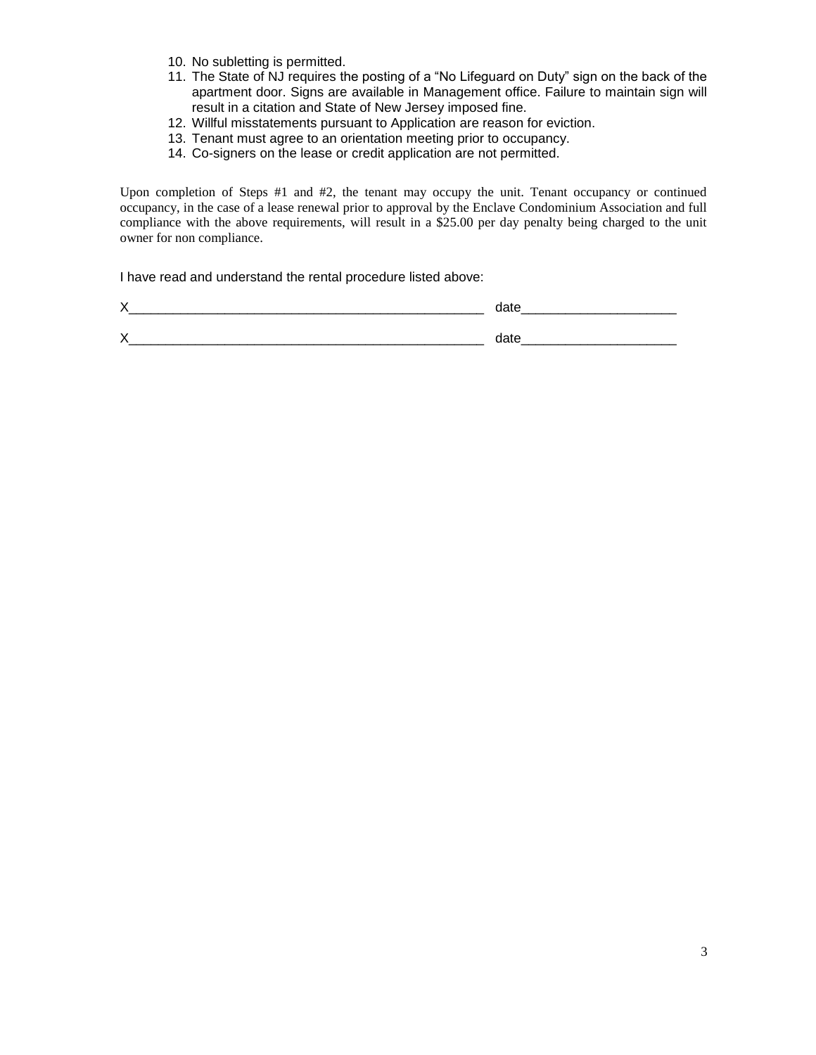10. No subletting is permitted.
11. The State of NJ requires the posting of a "No Lifeguard on Duty" sign on the back of the apartment door. Signs are available in Management office. Failure to maintain sign will result in a citation and State of New Jersey imposed fine.
12. Willful misstatements pursuant to Application are reason for eviction.
13. Tenant must agree to an orientation meeting prior to occupancy.
14. Co-signers on the lease or credit application are not permitted.

Upon completion of Steps #1 and #2, the tenant may occupy the unit. Tenant occupancy or continued occupancy, in the case of a lease renewal prior to approval by the Enclave Condominium Association and full compliance with the above requirements, will result in a $25.00 per day penalty being charged to the unit owner for non compliance.

I have read and understand the rental procedure listed above:

X_________________________________________________ date____________________

X_________________________________________________ date____________________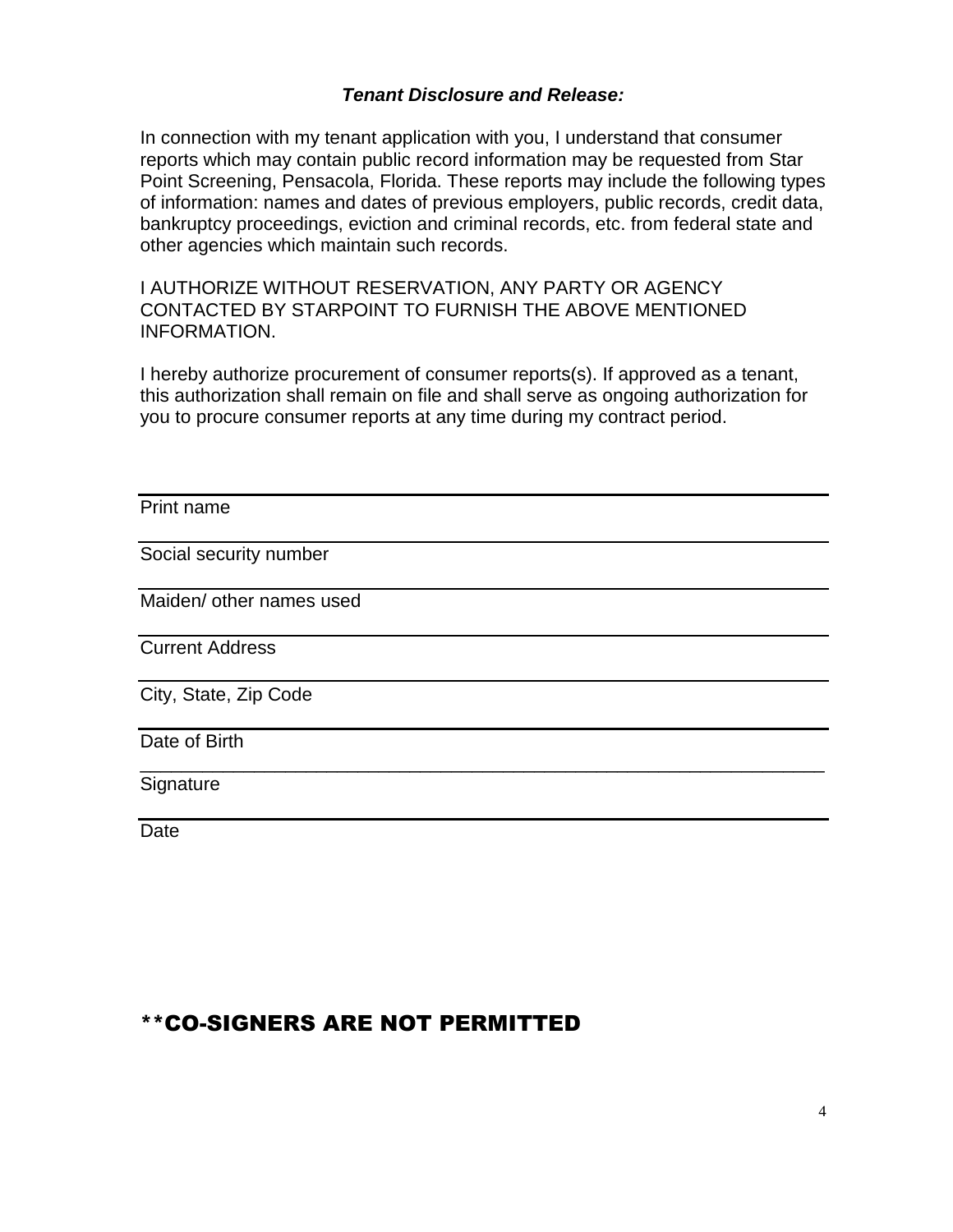***Tenant Disclosure and Release:***

In connection with my tenant application with you, I understand that consumer reports which may contain public record information may be requested from Star Point Screening, Pensacola, Florida. These reports may include the following types of information: names and dates of previous employers, public records, credit data, bankruptcy proceedings, eviction and criminal records, etc. from federal state and other agencies which maintain such records.

I AUTHORIZE WITHOUT RESERVATION, ANY PARTY OR AGENCY CONTACTED BY STARPOINT TO FURNISH THE ABOVE MENTIONED INFORMATION.

I hereby authorize procurement of consumer reports(s). If approved as a tenant, this authorization shall remain on file and shall serve as ongoing authorization for you to procure consumer reports at any time during my contract period.

______________________________________________
Print name

______________________________________________
Social security number

______________________________________________
Maiden/ other names used

______________________________________________
Current Address

______________________________________________
City, State, Zip Code

______________________________________________
Date of Birth

______________________________________________
Signature

______________________________________________
Date

## **CO-SIGNERS ARE NOT PERMITTED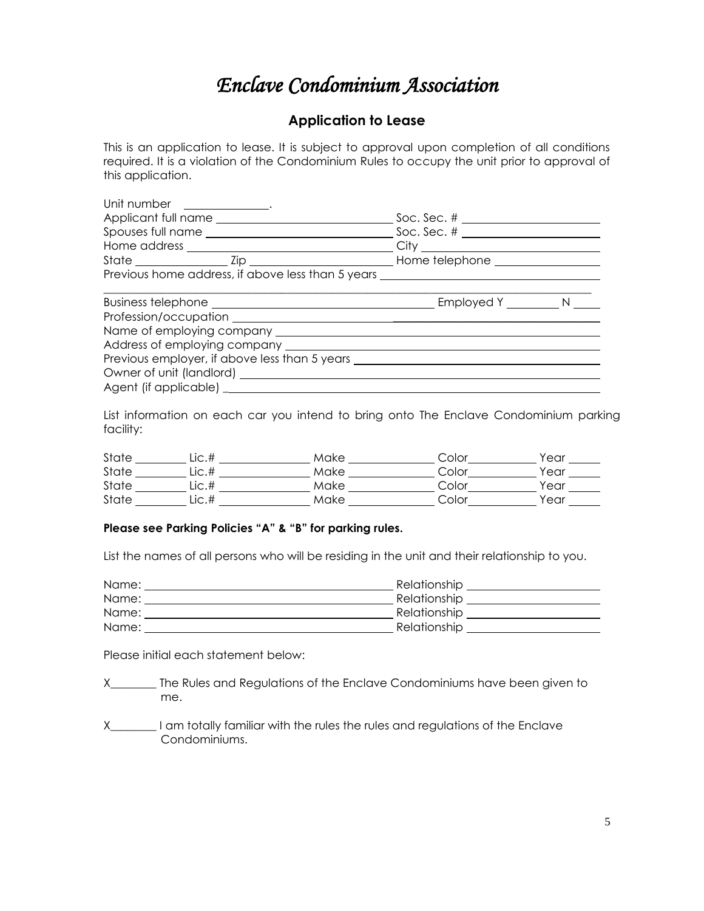# *Enclave Condominium Association*

## Application to Lease

This is an application to lease. It is subject to approval upon completion of all conditions required. It is a violation of the Condominium Rules to occupy the unit prior to approval of this application.

Unit number ______________.
Applicant full name ____________________________ Soc. Sec. # ______________________
Spouses full name ____________________________ Soc. Sec. # ______________________
Home address ________________________________ City ____________________________
State _______________ Zip ______________________ Home telephone _________________
Previous home address, if above less than 5 years __________________________________
_____________________________________________________________________________
Business telephone ____________________________________ Employed Y ________ N ____
Profession/occupation ____________________________________________________________
Name of employing company ______________________________________________________
Address of employing company _____________________________________________________
Previous employer, if above less than 5 years _______________________________________
Owner of unit (landlord) __________________________________________________________
Agent (if applicable) ______________________________________________________________

List information on each car you intend to bring onto The Enclave Condominium parking facility:

State ________ Lic.# ______________ Make _____________ Color__________ Year _____
State ________ Lic.# ______________ Make _____________ Color__________ Year _____
State ________ Lic.# ______________ Make _____________ Color__________ Year _____
State ________ Lic.# ______________ Make _____________ Color__________ Year _____

**Please see Parking Policies "A" & "B" for parking rules.**

List the names of all persons who will be residing in the unit and their relationship to you.

Name: ________________________________________ Relationship _____________________
Name: ________________________________________ Relationship _____________________
Name: ________________________________________ Relationship _____________________
Name: ________________________________________ Relationship _____________________

Please initial each statement below:

X________ The Rules and Regulations of the Enclave Condominiums have been given to me.

X________ I am totally familiar with the rules the rules and regulations of the Enclave Condominiums.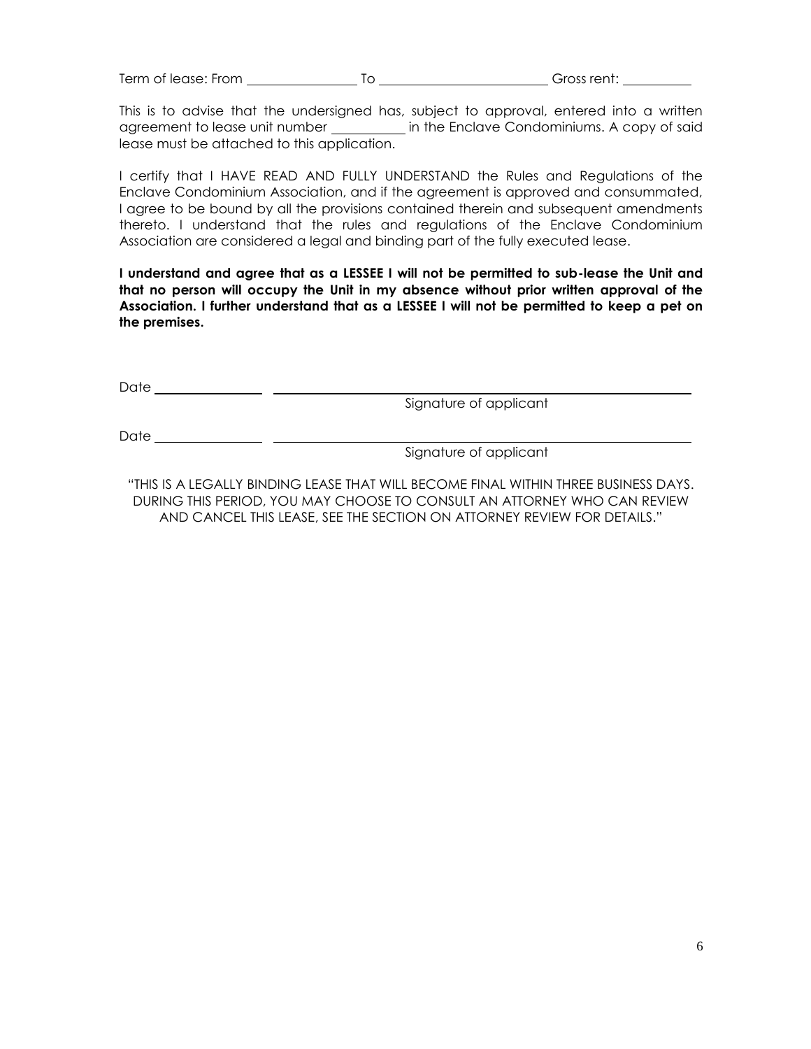Term of lease: From ________________ To ________________________ Gross rent: __________

This is to advise that the undersigned has, subject to approval, entered into a written agreement to lease unit number __________ in the Enclave Condominiums. A copy of said lease must be attached to this application.

I certify that I HAVE READ AND FULLY UNDERSTAND the Rules and Regulations of the Enclave Condominium Association, and if the agreement is approved and consummated, I agree to be bound by all the provisions contained therein and subsequent amendments thereto. I understand that the rules and regulations of the Enclave Condominium Association are considered a legal and binding part of the fully executed lease.

**I understand and agree that as a LESSEE I will not be permitted to sub-lease the Unit and that no person will occupy the Unit in my absence without prior written approval of the Association. I further understand that as a LESSEE I will not be permitted to keep a pet on the premises.**

Date ________________ ____________________________________________
Signature of applicant

Date ________________ ____________________________________________
Signature of applicant

"THIS IS A LEGALLY BINDING LEASE THAT WILL BECOME FINAL WITHIN THREE BUSINESS DAYS. DURING THIS PERIOD, YOU MAY CHOOSE TO CONSULT AN ATTORNEY WHO CAN REVIEW AND CANCEL THIS LEASE, SEE THE SECTION ON ATTORNEY REVIEW FOR DETAILS."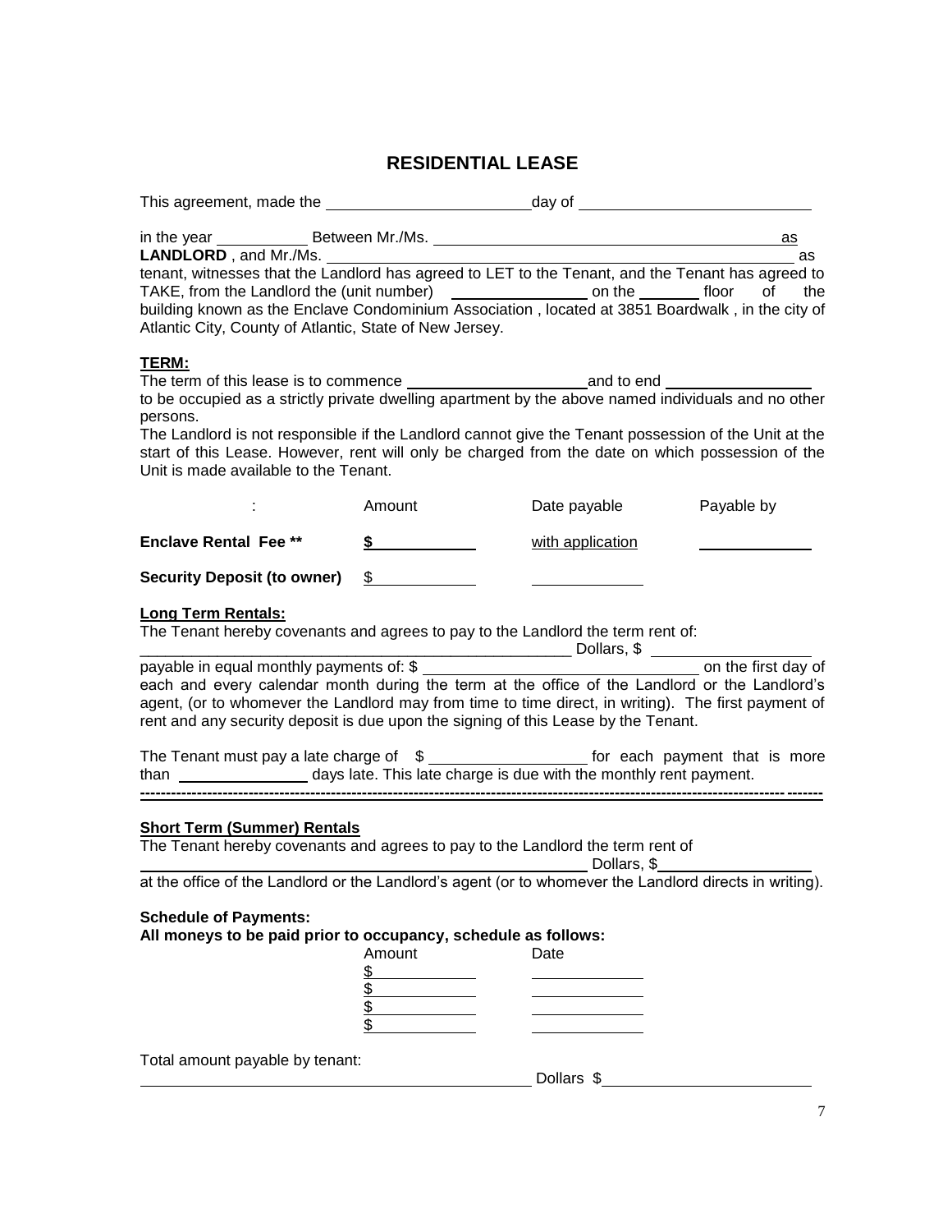# RESIDENTIAL LEASE

This agreement, made the ________________________ day of ___________________________

in the year ___________ Between Mr./Ms. ___________________________________________ as **LANDLORD** , and Mr./Ms. ___________________________________________________________ as tenant, witnesses that the Landlord has agreed to LET to the Tenant, and the Tenant has agreed to TAKE, from the Landlord the (unit number) ________________ on the _______ floor of the building known as the Enclave Condominium Association , located at 3851 Boardwalk , in the city of Atlantic City, County of Atlantic, State of New Jersey.

**TERM:**

The term of this lease is to commence _____________________ and to end _________________ to be occupied as a strictly private dwelling apartment by the above named individuals and no other persons.

The Landlord is not responsible if the Landlord cannot give the Tenant possession of the Unit at the start of this Lease. However, rent will only be charged from the date on which possession of the Unit is made available to the Tenant.

| : | Amount | Date payable | Payable by |
|---|---|---|---|
| **Enclave Rental Fee \*\*** | **$** ____________ | with application | _____________ |
| **Security Deposit (to owner)** | $ ____________ | _____________ | |

**Long Term Rentals:**

The Tenant hereby covenants and agrees to pay to the Landlord the term rent of:

_____________________________________________________ Dollars, $ __________________

payable in equal monthly payments of: $ ________________________________ on the first day of each and every calendar month during the term at the office of the Landlord or the Landlord's agent, (or to whomever the Landlord may from time to time direct, in writing). The first payment of rent and any security deposit is due upon the signing of this Lease by the Tenant.

The Tenant must pay a late charge of $ __________________ for each payment that is more than _______________ days late. This late charge is due with the monthly rent payment.

---

**Short Term (Summer) Rentals**

The Tenant hereby covenants and agrees to pay to the Landlord the term rent of

_______________________________________________________ Dollars, $__________________

at the office of the Landlord or the Landlord's agent (or to whomever the Landlord directs in writing).

**Schedule of Payments:**

**All moneys to be paid prior to occupancy, schedule as follows:**

| Amount | Date |
|---|---|
| $ ____________ | _____________ |
| $ ____________ | _____________ |
| $ ____________ | _____________ |
| $ ____________ | _____________ |

Total amount payable by tenant:

_______________________________________________ Dollars $________________________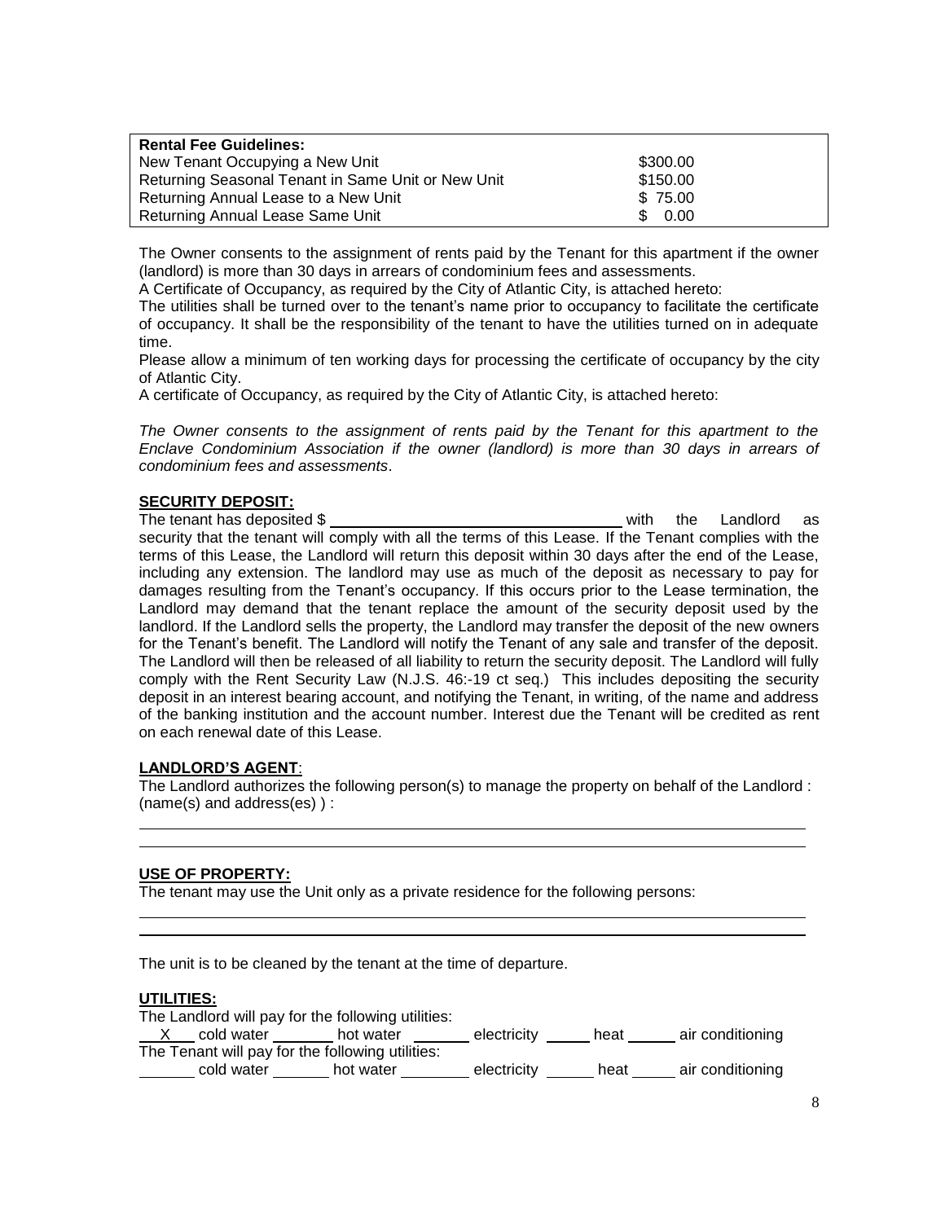| **Rental Fee Guidelines:** | |
| --- | --- |
| New Tenant Occupying a New Unit | \$300.00 |
| Returning Seasonal Tenant in Same Unit or New Unit | \$150.00 |
| Returning Annual Lease to a New Unit | \$ 75.00 |
| Returning Annual Lease Same Unit | \$ 0.00 |

The Owner consents to the assignment of rents paid by the Tenant for this apartment if the owner (landlord) is more than 30 days in arrears of condominium fees and assessments.
A Certificate of Occupancy, as required by the City of Atlantic City, is attached hereto:
The utilities shall be turned over to the tenant's name prior to occupancy to facilitate the certificate of occupancy. It shall be the responsibility of the tenant to have the utilities turned on in adequate time.
Please allow a minimum of ten working days for processing the certificate of occupancy by the city of Atlantic City.
A certificate of Occupancy, as required by the City of Atlantic City, is attached hereto:

*The Owner consents to the assignment of rents paid by the Tenant for this apartment to the Enclave Condominium Association if the owner (landlord) is more than 30 days in arrears of condominium fees and assessments*.

**SECURITY DEPOSIT:**
The tenant has deposited \$ ______________________________ with the Landlord as security that the tenant will comply with all the terms of this Lease. If the Tenant complies with the terms of this Lease, the Landlord will return this deposit within 30 days after the end of the Lease, including any extension. The landlord may use as much of the deposit as necessary to pay for damages resulting from the Tenant's occupancy. If this occurs prior to the Lease termination, the Landlord may demand that the tenant replace the amount of the security deposit used by the landlord. If the Landlord sells the property, the Landlord may transfer the deposit of the new owners for the Tenant's benefit. The Landlord will notify the Tenant of any sale and transfer of the deposit. The Landlord will then be released of all liability to return the security deposit. The Landlord will fully comply with the Rent Security Law (N.J.S. 46:-19 ct seq.) This includes depositing the security deposit in an interest bearing account, and notifying the Tenant, in writing, of the name and address of the banking institution and the account number. Interest due the Tenant will be credited as rent on each renewal date of this Lease.

**LANDLORD'S AGENT**:
The Landlord authorizes the following person(s) to manage the property on behalf of the Landlord : (name(s) and address(es) ) :

______________________________________________________________________________

______________________________________________________________________________

**USE OF PROPERTY:**
The tenant may use the Unit only as a private residence for the following persons:

______________________________________________________________________________

______________________________________________________________________________

The unit is to be cleaned by the tenant at the time of departure.

**UTILITIES:**
The Landlord will pay for the following utilities:
\_\_X\_\_ cold water \_\_\_\_\_\_\_ hot water \_\_\_\_\_\_\_ electricity \_\_\_\_\_ heat \_\_\_\_\_\_ air conditioning
The Tenant will pay for the following utilities:
\_\_\_\_\_\_\_ cold water \_\_\_\_\_\_\_ hot water \_\_\_\_\_\_\_\_ electricity \_\_\_\_\_\_ heat \_\_\_\_\_ air conditioning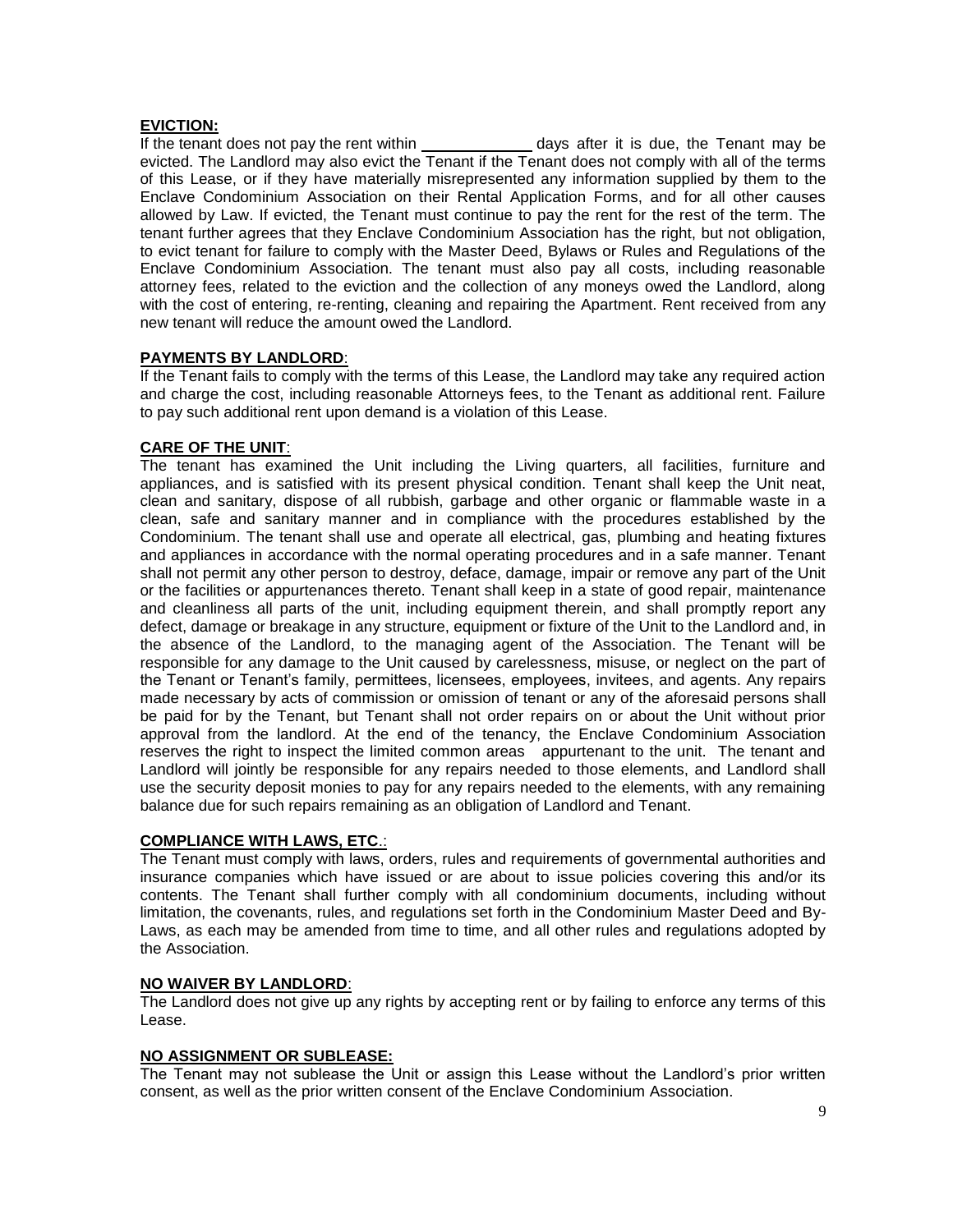**EVICTION:**

If the tenant does not pay the rent within _____________ days after it is due, the Tenant may be evicted. The Landlord may also evict the Tenant if the Tenant does not comply with all of the terms of this Lease, or if they have materially misrepresented any information supplied by them to the Enclave Condominium Association on their Rental Application Forms, and for all other causes allowed by Law. If evicted, the Tenant must continue to pay the rent for the rest of the term. The tenant further agrees that they Enclave Condominium Association has the right, but not obligation, to evict tenant for failure to comply with the Master Deed, Bylaws or Rules and Regulations of the Enclave Condominium Association. The tenant must also pay all costs, including reasonable attorney fees, related to the eviction and the collection of any moneys owed the Landlord, along with the cost of entering, re-renting, cleaning and repairing the Apartment. Rent received from any new tenant will reduce the amount owed the Landlord.

**PAYMENTS BY LANDLORD**:

If the Tenant fails to comply with the terms of this Lease, the Landlord may take any required action and charge the cost, including reasonable Attorneys fees, to the Tenant as additional rent. Failure to pay such additional rent upon demand is a violation of this Lease.

**CARE OF THE UNIT**:

The tenant has examined the Unit including the Living quarters, all facilities, furniture and appliances, and is satisfied with its present physical condition. Tenant shall keep the Unit neat, clean and sanitary, dispose of all rubbish, garbage and other organic or flammable waste in a clean, safe and sanitary manner and in compliance with the procedures established by the Condominium. The tenant shall use and operate all electrical, gas, plumbing and heating fixtures and appliances in accordance with the normal operating procedures and in a safe manner. Tenant shall not permit any other person to destroy, deface, damage, impair or remove any part of the Unit or the facilities or appurtenances thereto. Tenant shall keep in a state of good repair, maintenance and cleanliness all parts of the unit, including equipment therein, and shall promptly report any defect, damage or breakage in any structure, equipment or fixture of the Unit to the Landlord and, in the absence of the Landlord, to the managing agent of the Association. The Tenant will be responsible for any damage to the Unit caused by carelessness, misuse, or neglect on the part of the Tenant or Tenant's family, permittees, licensees, employees, invitees, and agents. Any repairs made necessary by acts of commission or omission of tenant or any of the aforesaid persons shall be paid for by the Tenant, but Tenant shall not order repairs on or about the Unit without prior approval from the landlord. At the end of the tenancy, the Enclave Condominium Association reserves the right to inspect the limited common areas appurtenant to the unit. The tenant and Landlord will jointly be responsible for any repairs needed to those elements, and Landlord shall use the security deposit monies to pay for any repairs needed to the elements, with any remaining balance due for such repairs remaining as an obligation of Landlord and Tenant.

**COMPLIANCE WITH LAWS, ETC**.:

The Tenant must comply with laws, orders, rules and requirements of governmental authorities and insurance companies which have issued or are about to issue policies covering this and/or its contents. The Tenant shall further comply with all condominium documents, including without limitation, the covenants, rules, and regulations set forth in the Condominium Master Deed and By-Laws, as each may be amended from time to time, and all other rules and regulations adopted by the Association.

**NO WAIVER BY LANDLORD**:

The Landlord does not give up any rights by accepting rent or by failing to enforce any terms of this Lease.

**NO ASSIGNMENT OR SUBLEASE:**

The Tenant may not sublease the Unit or assign this Lease without the Landlord's prior written consent, as well as the prior written consent of the Enclave Condominium Association.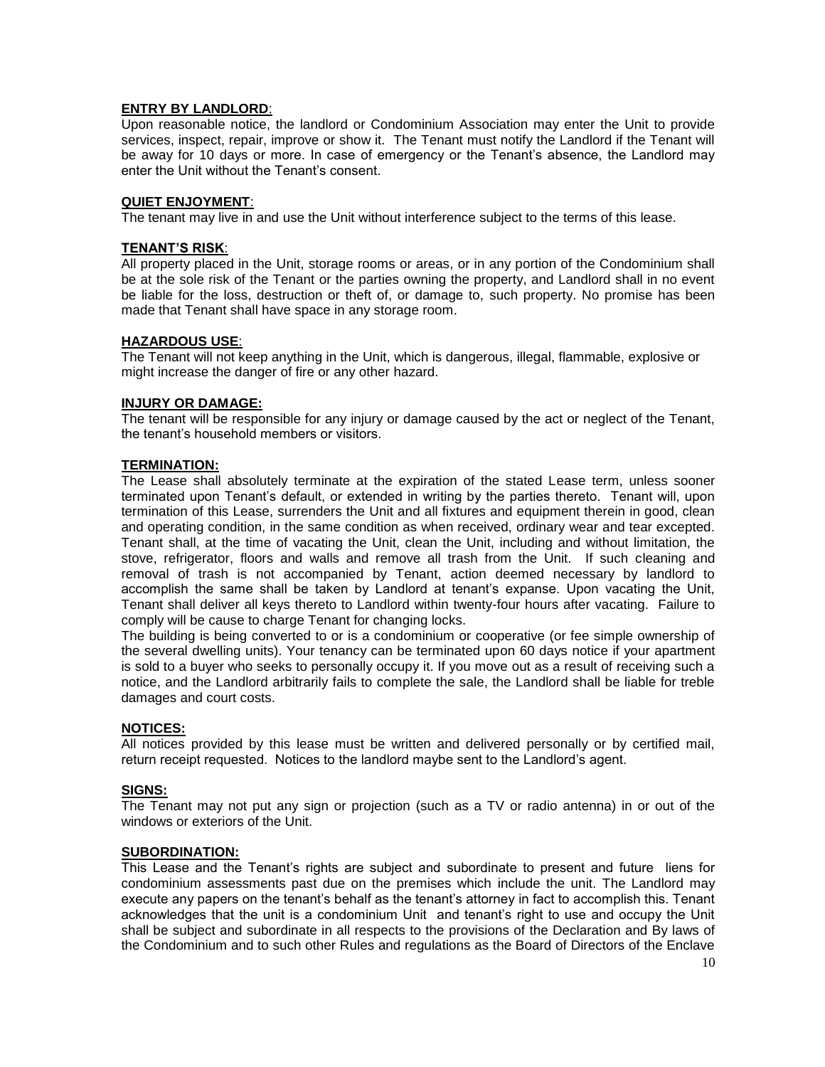**ENTRY BY LANDLORD**:

Upon reasonable notice, the landlord or Condominium Association may enter the Unit to provide services, inspect, repair, improve or show it. The Tenant must notify the Landlord if the Tenant will be away for 10 days or more. In case of emergency or the Tenant's absence, the Landlord may enter the Unit without the Tenant's consent.

**QUIET ENJOYMENT**:

The tenant may live in and use the Unit without interference subject to the terms of this lease.

**TENANT'S RISK**:

All property placed in the Unit, storage rooms or areas, or in any portion of the Condominium shall be at the sole risk of the Tenant or the parties owning the property, and Landlord shall in no event be liable for the loss, destruction or theft of, or damage to, such property. No promise has been made that Tenant shall have space in any storage room.

**HAZARDOUS USE**:

The Tenant will not keep anything in the Unit, which is dangerous, illegal, flammable, explosive or might increase the danger of fire or any other hazard.

**INJURY OR DAMAGE:**

The tenant will be responsible for any injury or damage caused by the act or neglect of the Tenant, the tenant's household members or visitors.

**TERMINATION:**

The Lease shall absolutely terminate at the expiration of the stated Lease term, unless sooner terminated upon Tenant's default, or extended in writing by the parties thereto. Tenant will, upon termination of this Lease, surrenders the Unit and all fixtures and equipment therein in good, clean and operating condition, in the same condition as when received, ordinary wear and tear excepted. Tenant shall, at the time of vacating the Unit, clean the Unit, including and without limitation, the stove, refrigerator, floors and walls and remove all trash from the Unit. If such cleaning and removal of trash is not accompanied by Tenant, action deemed necessary by landlord to accomplish the same shall be taken by Landlord at tenant's expanse. Upon vacating the Unit, Tenant shall deliver all keys thereto to Landlord within twenty-four hours after vacating. Failure to comply will be cause to charge Tenant for changing locks.

The building is being converted to or is a condominium or cooperative (or fee simple ownership of the several dwelling units). Your tenancy can be terminated upon 60 days notice if your apartment is sold to a buyer who seeks to personally occupy it. If you move out as a result of receiving such a notice, and the Landlord arbitrarily fails to complete the sale, the Landlord shall be liable for treble damages and court costs.

**NOTICES:**

All notices provided by this lease must be written and delivered personally or by certified mail, return receipt requested. Notices to the landlord maybe sent to the Landlord's agent.

**SIGNS:**

The Tenant may not put any sign or projection (such as a TV or radio antenna) in or out of the windows or exteriors of the Unit.

**SUBORDINATION:**

This Lease and the Tenant's rights are subject and subordinate to present and future liens for condominium assessments past due on the premises which include the unit. The Landlord may execute any papers on the tenant's behalf as the tenant's attorney in fact to accomplish this. Tenant acknowledges that the unit is a condominium Unit and tenant's right to use and occupy the Unit shall be subject and subordinate in all respects to the provisions of the Declaration and By laws of the Condominium and to such other Rules and regulations as the Board of Directors of the Enclave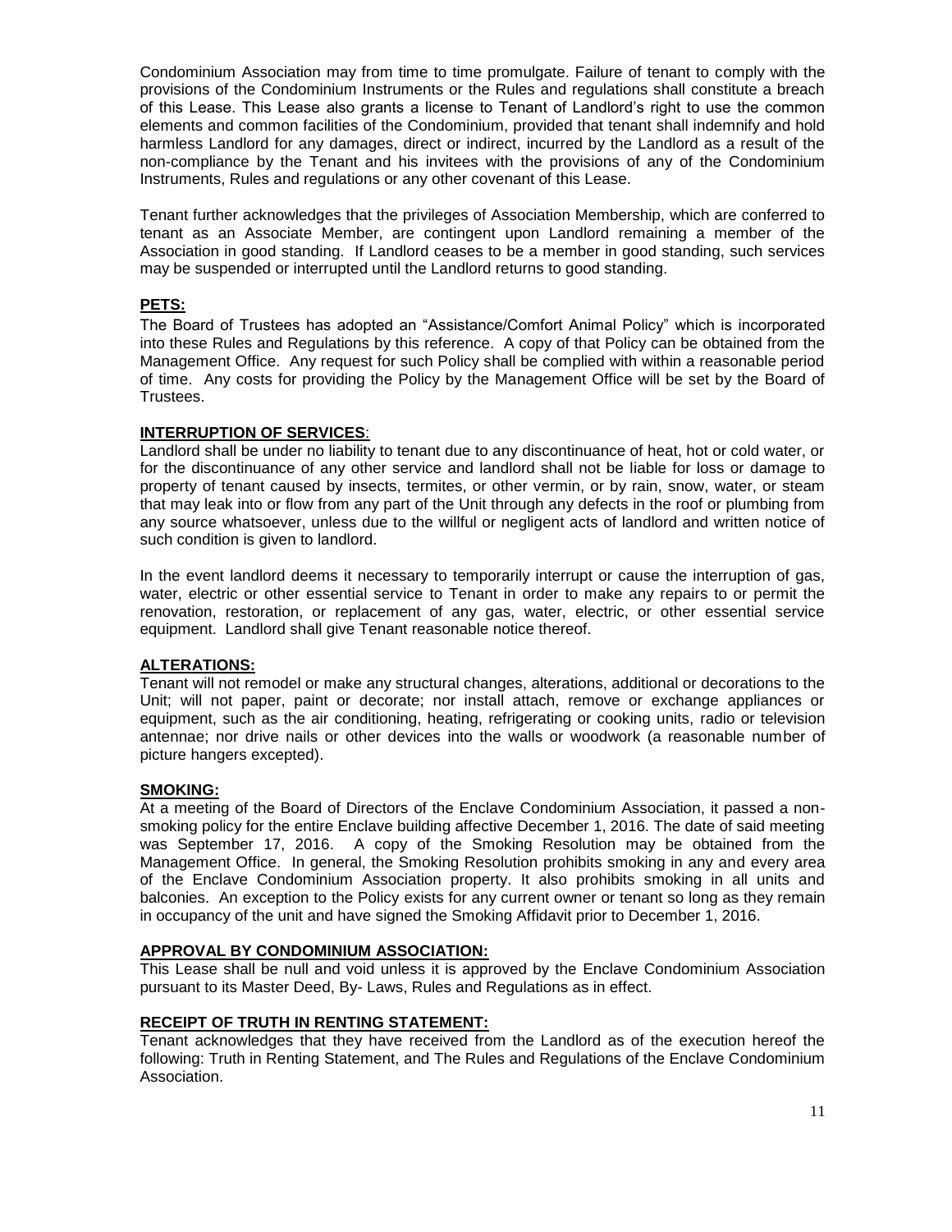Condominium Association may from time to time promulgate. Failure of tenant to comply with the provisions of the Condominium Instruments or the Rules and regulations shall constitute a breach of this Lease. This Lease also grants a license to Tenant of Landlord's right to use the common elements and common facilities of the Condominium, provided that tenant shall indemnify and hold harmless Landlord for any damages, direct or indirect, incurred by the Landlord as a result of the non-compliance by the Tenant and his invitees with the provisions of any of the Condominium Instruments, Rules and regulations or any other covenant of this Lease.

Tenant further acknowledges that the privileges of Association Membership, which are conferred to tenant as an Associate Member, are contingent upon Landlord remaining a member of the Association in good standing. If Landlord ceases to be a member in good standing, such services may be suspended or interrupted until the Landlord returns to good standing.

**PETS:**

The Board of Trustees has adopted an "Assistance/Comfort Animal Policy" which is incorporated into these Rules and Regulations by this reference. A copy of that Policy can be obtained from the Management Office. Any request for such Policy shall be complied with within a reasonable period of time. Any costs for providing the Policy by the Management Office will be set by the Board of Trustees.

**INTERRUPTION OF SERVICES**:

Landlord shall be under no liability to tenant due to any discontinuance of heat, hot or cold water, or for the discontinuance of any other service and landlord shall not be liable for loss or damage to property of tenant caused by insects, termites, or other vermin, or by rain, snow, water, or steam that may leak into or flow from any part of the Unit through any defects in the roof or plumbing from any source whatsoever, unless due to the willful or negligent acts of landlord and written notice of such condition is given to landlord.

In the event landlord deems it necessary to temporarily interrupt or cause the interruption of gas, water, electric or other essential service to Tenant in order to make any repairs to or permit the renovation, restoration, or replacement of any gas, water, electric, or other essential service equipment. Landlord shall give Tenant reasonable notice thereof.

**ALTERATIONS:**

Tenant will not remodel or make any structural changes, alterations, additional or decorations to the Unit; will not paper, paint or decorate; nor install attach, remove or exchange appliances or equipment, such as the air conditioning, heating, refrigerating or cooking units, radio or television antennae; nor drive nails or other devices into the walls or woodwork (a reasonable number of picture hangers excepted).

**SMOKING:**

At a meeting of the Board of Directors of the Enclave Condominium Association, it passed a non-smoking policy for the entire Enclave building affective December 1, 2016. The date of said meeting was September 17, 2016. A copy of the Smoking Resolution may be obtained from the Management Office. In general, the Smoking Resolution prohibits smoking in any and every area of the Enclave Condominium Association property. It also prohibits smoking in all units and balconies. An exception to the Policy exists for any current owner or tenant so long as they remain in occupancy of the unit and have signed the Smoking Affidavit prior to December 1, 2016.

**APPROVAL BY CONDOMINIUM ASSOCIATION:**

This Lease shall be null and void unless it is approved by the Enclave Condominium Association pursuant to its Master Deed, By- Laws, Rules and Regulations as in effect.

**RECEIPT OF TRUTH IN RENTING STATEMENT:**

Tenant acknowledges that they have received from the Landlord as of the execution hereof the following: Truth in Renting Statement, and The Rules and Regulations of the Enclave Condominium Association.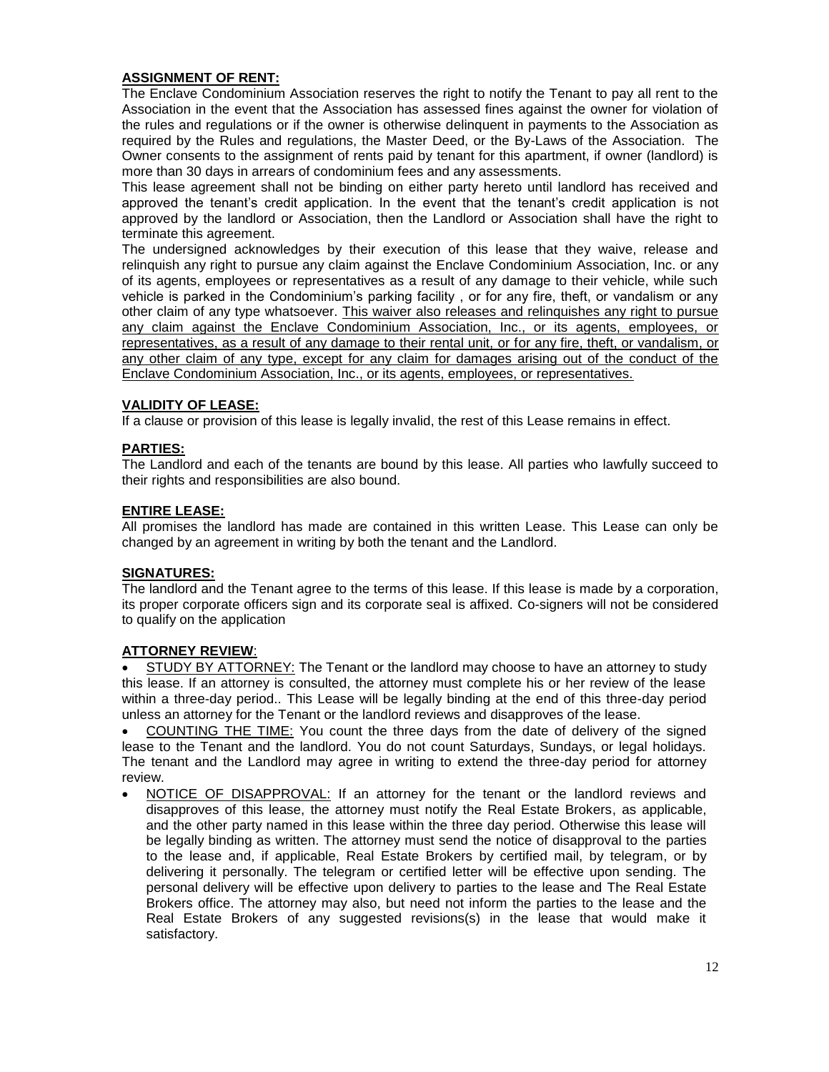**ASSIGNMENT OF RENT:**

The Enclave Condominium Association reserves the right to notify the Tenant to pay all rent to the Association in the event that the Association has assessed fines against the owner for violation of the rules and regulations or if the owner is otherwise delinquent in payments to the Association as required by the Rules and regulations, the Master Deed, or the By-Laws of the Association. The Owner consents to the assignment of rents paid by tenant for this apartment, if owner (landlord) is more than 30 days in arrears of condominium fees and any assessments.

This lease agreement shall not be binding on either party hereto until landlord has received and approved the tenant's credit application. In the event that the tenant's credit application is not approved by the landlord or Association, then the Landlord or Association shall have the right to terminate this agreement.

The undersigned acknowledges by their execution of this lease that they waive, release and relinquish any right to pursue any claim against the Enclave Condominium Association, Inc. or any of its agents, employees or representatives as a result of any damage to their vehicle, while such vehicle is parked in the Condominium's parking facility , or for any fire, theft, or vandalism or any other claim of any type whatsoever. <u>This waiver also releases and relinquishes any right to pursue any claim against the Enclave Condominium Association, Inc., or its agents, employees, or representatives, as a result of any damage to their rental unit, or for any fire, theft, or vandalism, or any other claim of any type, except for any claim for damages arising out of the conduct of the Enclave Condominium Association, Inc., or its agents, employees, or representatives.</u>

**VALIDITY OF LEASE:**

If a clause or provision of this lease is legally invalid, the rest of this Lease remains in effect.

**PARTIES:**

The Landlord and each of the tenants are bound by this lease. All parties who lawfully succeed to their rights and responsibilities are also bound.

**ENTIRE LEASE:**

All promises the landlord has made are contained in this written Lease. This Lease can only be changed by an agreement in writing by both the tenant and the Landlord.

**SIGNATURES:**

The landlord and the Tenant agree to the terms of this lease. If this lease is made by a corporation, its proper corporate officers sign and its corporate seal is affixed. Co-signers will not be considered to qualify on the application

**ATTORNEY REVIEW**:

- <u>STUDY BY ATTORNEY:</u> The Tenant or the landlord may choose to have an attorney to study this lease. If an attorney is consulted, the attorney must complete his or her review of the lease within a three-day period.. This Lease will be legally binding at the end of this three-day period unless an attorney for the Tenant or the landlord reviews and disapproves of the lease.
- <u>COUNTING THE TIME:</u> You count the three days from the date of delivery of the signed lease to the Tenant and the landlord. You do not count Saturdays, Sundays, or legal holidays. The tenant and the Landlord may agree in writing to extend the three-day period for attorney review.
- <u>NOTICE OF DISAPPROVAL:</u> If an attorney for the tenant or the landlord reviews and disapproves of this lease, the attorney must notify the Real Estate Brokers, as applicable, and the other party named in this lease within the three day period. Otherwise this lease will be legally binding as written. The attorney must send the notice of disapproval to the parties to the lease and, if applicable, Real Estate Brokers by certified mail, by telegram, or by delivering it personally. The telegram or certified letter will be effective upon sending. The personal delivery will be effective upon delivery to parties to the lease and The Real Estate Brokers office. The attorney may also, but need not inform the parties to the lease and the Real Estate Brokers of any suggested revisions(s) in the lease that would make it satisfactory.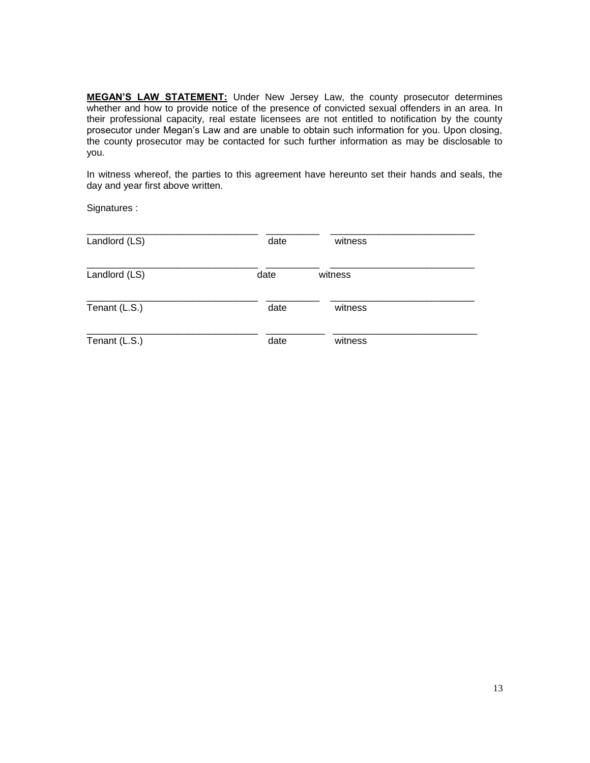**MEGAN'S LAW STATEMENT:** Under New Jersey Law, the county prosecutor determines whether and how to provide notice of the presence of convicted sexual offenders in an area. In their professional capacity, real estate licensees are not entitled to notification by the county prosecutor under Megan's Law and are unable to obtain such information for you. Upon closing, the county prosecutor may be contacted for such further information as may be disclosable to you.

In witness whereof, the parties to this agreement have hereunto set their hands and seals, the day and year first above written.

Signatures :

________________________________ __________ ____________________________
Landlord (LS) date witness

________________________________ __________ ____________________________
Landlord (LS) date witness

________________________________ __________ ____________________________
Tenant (L.S.) date witness

________________________________ ___________ ____________________________
Tenant (L.S.) date witness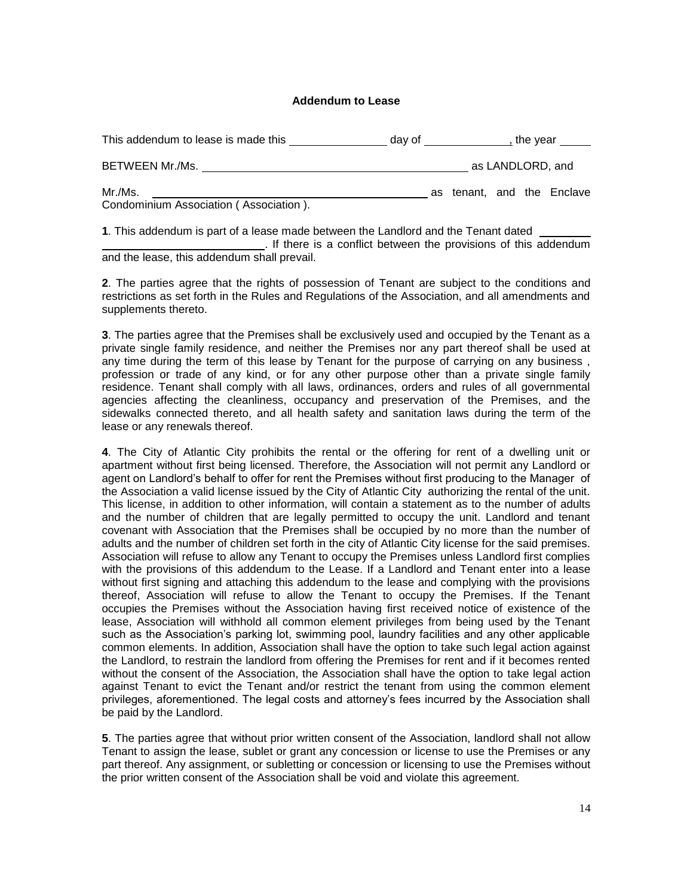**Addendum to Lease**

This addendum to lease is made this ______________ day of ____________, the year ____

BETWEEN Mr./Ms. ________________________________________ as LANDLORD, and

Mr./Ms. ________________________________________ as tenant, and the Enclave Condominium Association ( Association ).

**1**. This addendum is part of a lease made between the Landlord and the Tenant dated ________________________________. If there is a conflict between the provisions of this addendum and the lease, this addendum shall prevail.

**2**. The parties agree that the rights of possession of Tenant are subject to the conditions and restrictions as set forth in the Rules and Regulations of the Association, and all amendments and supplements thereto.

**3**. The parties agree that the Premises shall be exclusively used and occupied by the Tenant as a private single family residence, and neither the Premises nor any part thereof shall be used at any time during the term of this lease by Tenant for the purpose of carrying on any business , profession or trade of any kind, or for any other purpose other than a private single family residence. Tenant shall comply with all laws, ordinances, orders and rules of all governmental agencies affecting the cleanliness, occupancy and preservation of the Premises, and the sidewalks connected thereto, and all health safety and sanitation laws during the term of the lease or any renewals thereof.

**4**. The City of Atlantic City prohibits the rental or the offering for rent of a dwelling unit or apartment without first being licensed. Therefore, the Association will not permit any Landlord or agent on Landlord's behalf to offer for rent the Premises without first producing to the Manager of the Association a valid license issued by the City of Atlantic City authorizing the rental of the unit. This license, in addition to other information, will contain a statement as to the number of adults and the number of children that are legally permitted to occupy the unit. Landlord and tenant covenant with Association that the Premises shall be occupied by no more than the number of adults and the number of children set forth in the city of Atlantic City license for the said premises. Association will refuse to allow any Tenant to occupy the Premises unless Landlord first complies with the provisions of this addendum to the Lease. If a Landlord and Tenant enter into a lease without first signing and attaching this addendum to the lease and complying with the provisions thereof, Association will refuse to allow the Tenant to occupy the Premises. If the Tenant occupies the Premises without the Association having first received notice of existence of the lease, Association will withhold all common element privileges from being used by the Tenant such as the Association's parking lot, swimming pool, laundry facilities and any other applicable common elements. In addition, Association shall have the option to take such legal action against the Landlord, to restrain the landlord from offering the Premises for rent and if it becomes rented without the consent of the Association, the Association shall have the option to take legal action against Tenant to evict the Tenant and/or restrict the tenant from using the common element privileges, aforementioned. The legal costs and attorney's fees incurred by the Association shall be paid by the Landlord.

**5**. The parties agree that without prior written consent of the Association, landlord shall not allow Tenant to assign the lease, sublet or grant any concession or license to use the Premises or any part thereof. Any assignment, or subletting or concession or licensing to use the Premises without the prior written consent of the Association shall be void and violate this agreement.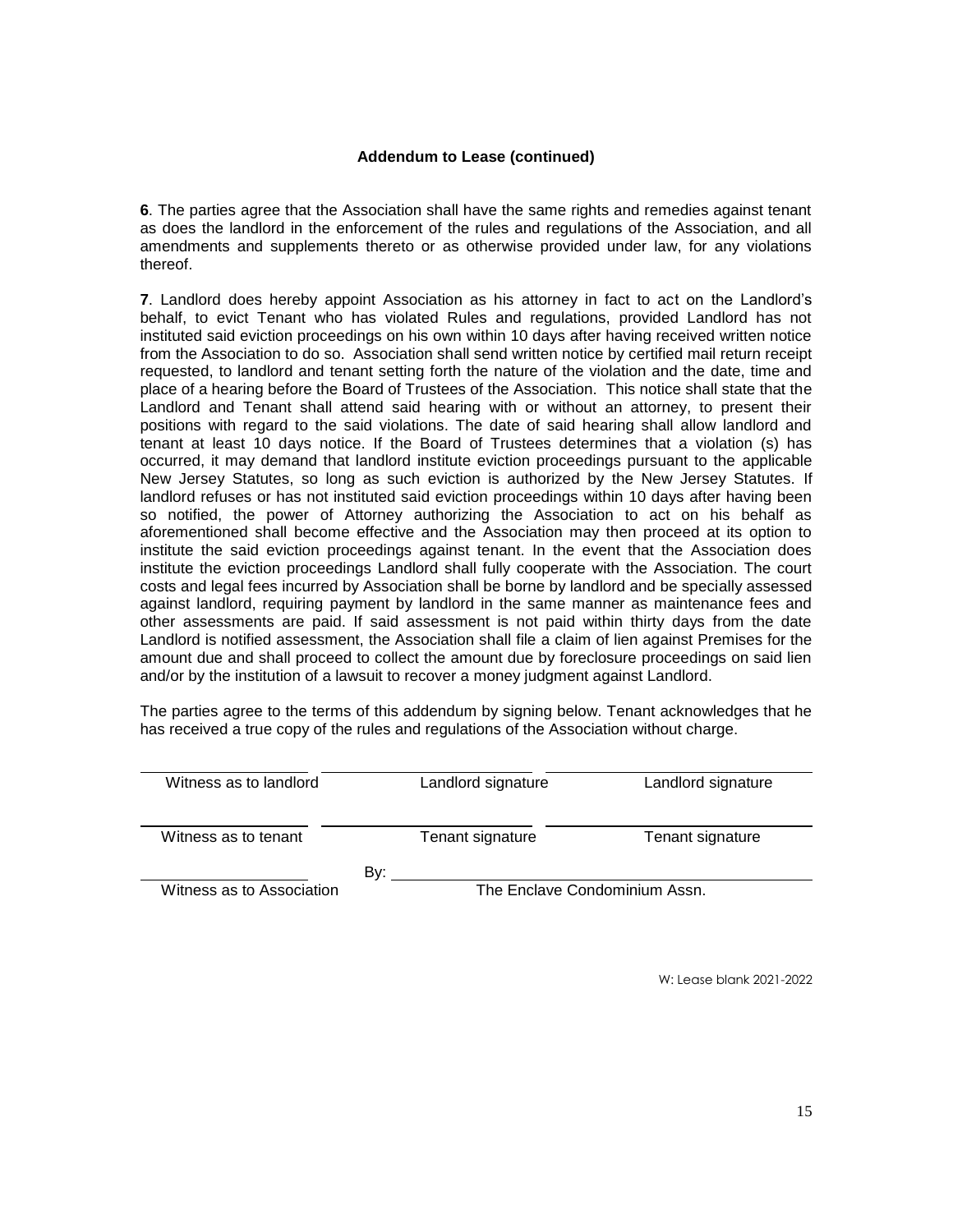**Addendum to Lease (continued)**

**6**. The parties agree that the Association shall have the same rights and remedies against tenant as does the landlord in the enforcement of the rules and regulations of the Association, and all amendments and supplements thereto or as otherwise provided under law, for any violations thereof.

**7**. Landlord does hereby appoint Association as his attorney in fact to act on the Landlord's behalf, to evict Tenant who has violated Rules and regulations, provided Landlord has not instituted said eviction proceedings on his own within 10 days after having received written notice from the Association to do so. Association shall send written notice by certified mail return receipt requested, to landlord and tenant setting forth the nature of the violation and the date, time and place of a hearing before the Board of Trustees of the Association. This notice shall state that the Landlord and Tenant shall attend said hearing with or without an attorney, to present their positions with regard to the said violations. The date of said hearing shall allow landlord and tenant at least 10 days notice. If the Board of Trustees determines that a violation (s) has occurred, it may demand that landlord institute eviction proceedings pursuant to the applicable New Jersey Statutes, so long as such eviction is authorized by the New Jersey Statutes. If landlord refuses or has not instituted said eviction proceedings within 10 days after having been so notified, the power of Attorney authorizing the Association to act on his behalf as aforementioned shall become effective and the Association may then proceed at its option to institute the said eviction proceedings against tenant. In the event that the Association does institute the eviction proceedings Landlord shall fully cooperate with the Association. The court costs and legal fees incurred by Association shall be borne by landlord and be specially assessed against landlord, requiring payment by landlord in the same manner as maintenance fees and other assessments are paid. If said assessment is not paid within thirty days from the date Landlord is notified assessment, the Association shall file a claim of lien against Premises for the amount due and shall proceed to collect the amount due by foreclosure proceedings on said lien and/or by the institution of a lawsuit to recover a money judgment against Landlord.

The parties agree to the terms of this addendum by signing below. Tenant acknowledges that he has received a true copy of the rules and regulations of the Association without charge.

| | | |
|---|---|---|
| Witness as to landlord | Landlord signature | Landlord signature |
| Witness as to tenant | Tenant signature | Tenant signature |
| Witness as to Association | By: The Enclave Condominium Assn. | |

W: Lease blank 2021-2022